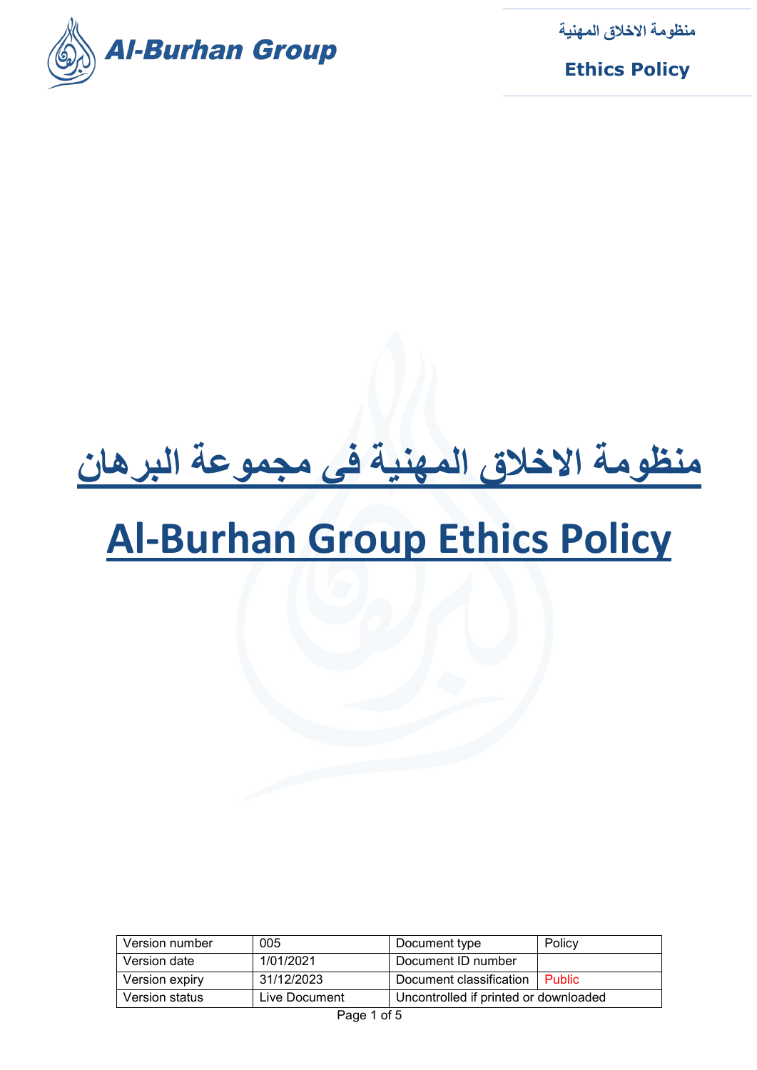# منظومة الاخلاق المهنية فى مجموعة البرهان

# Al-Burhan Group Ethics Policy

| Version number | 005 | Document type | Policy |
|---|---|---|---|
| Version date | 1/01/2021 | Document ID number | |
| Version expiry | 31/12/2023 | Document classification | Public |
| Version status | Live Document | Uncontrolled if printed or downloaded | |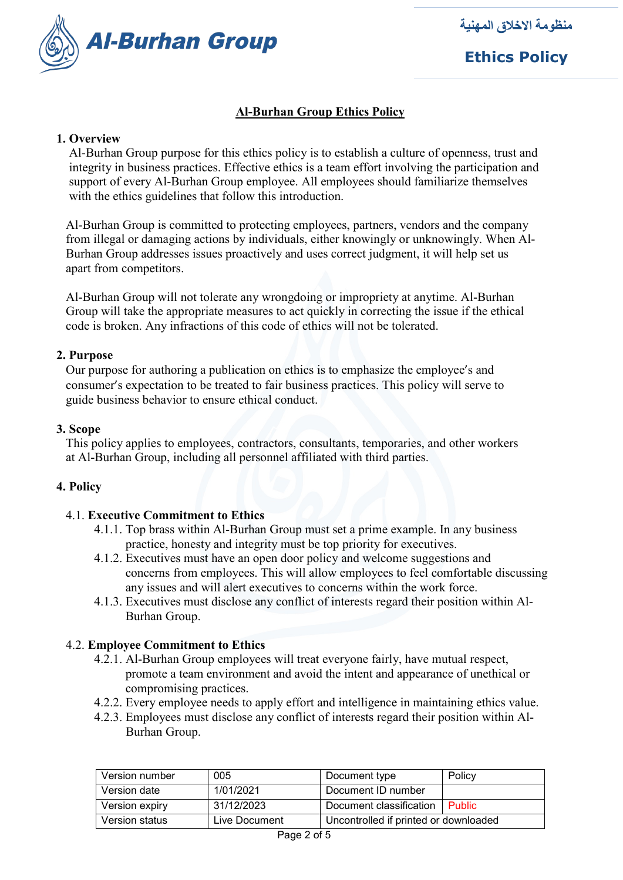# Al-Burhan Group Ethics Policy

## 1. Overview

Al-Burhan Group purpose for this ethics policy is to establish a culture of openness, trust and integrity in business practices. Effective ethics is a team effort involving the participation and support of every Al-Burhan Group employee. All employees should familiarize themselves with the ethics guidelines that follow this introduction.

Al-Burhan Group is committed to protecting employees, partners, vendors and the company from illegal or damaging actions by individuals, either knowingly or unknowingly. When Al-Burhan Group addresses issues proactively and uses correct judgment, it will help set us apart from competitors.

Al-Burhan Group will not tolerate any wrongdoing or impropriety at anytime. Al-Burhan Group will take the appropriate measures to act quickly in correcting the issue if the ethical code is broken. Any infractions of this code of ethics will not be tolerated.

## 2. Purpose

Our purpose for authoring a publication on ethics is to emphasize the employee's and consumer's expectation to be treated to fair business practices. This policy will serve to guide business behavior to ensure ethical conduct.

## 3. Scope

This policy applies to employees, contractors, consultants, temporaries, and other workers at Al-Burhan Group, including all personnel affiliated with third parties.

## 4. Policy

### 4.1. Executive Commitment to Ethics

4.1.1. Top brass within Al-Burhan Group must set a prime example. In any business practice, honesty and integrity must be top priority for executives.

4.1.2. Executives must have an open door policy and welcome suggestions and concerns from employees. This will allow employees to feel comfortable discussing any issues and will alert executives to concerns within the work force.

4.1.3. Executives must disclose any conflict of interests regard their position within Al-Burhan Group.

### 4.2. Employee Commitment to Ethics

4.2.1. Al-Burhan Group employees will treat everyone fairly, have mutual respect, promote a team environment and avoid the intent and appearance of unethical or compromising practices.

4.2.2. Every employee needs to apply effort and intelligence in maintaining ethics value.

4.2.3. Employees must disclose any conflict of interests regard their position within Al-Burhan Group.

| Version number | 005 | Document type | Policy |
|---|---|---|---|
| Version date | 1/01/2021 | Document ID number | |
| Version expiry | 31/12/2023 | Document classification | Public |
| Version status | Live Document | Uncontrolled if printed or downloaded | |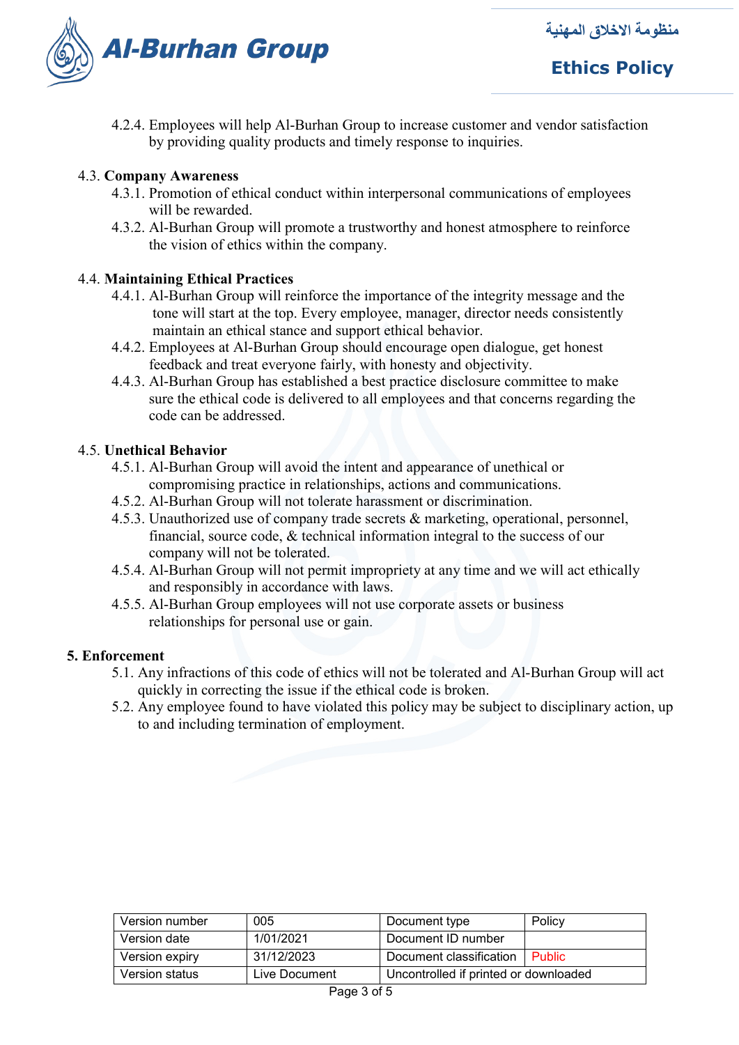4.2.4. Employees will help Al-Burhan Group to increase customer and vendor satisfaction by providing quality products and timely response to inquiries.

4.3. **Company Awareness**

4.3.1. Promotion of ethical conduct within interpersonal communications of employees will be rewarded.

4.3.2. Al-Burhan Group will promote a trustworthy and honest atmosphere to reinforce the vision of ethics within the company.

4.4. **Maintaining Ethical Practices**

4.4.1. Al-Burhan Group will reinforce the importance of the integrity message and the tone will start at the top. Every employee, manager, director needs consistently maintain an ethical stance and support ethical behavior.

4.4.2. Employees at Al-Burhan Group should encourage open dialogue, get honest feedback and treat everyone fairly, with honesty and objectivity.

4.4.3. Al-Burhan Group has established a best practice disclosure committee to make sure the ethical code is delivered to all employees and that concerns regarding the code can be addressed.

4.5. **Unethical Behavior**

4.5.1. Al-Burhan Group will avoid the intent and appearance of unethical or compromising practice in relationships, actions and communications.

4.5.2. Al-Burhan Group will not tolerate harassment or discrimination.

4.5.3. Unauthorized use of company trade secrets & marketing, operational, personnel, financial, source code, & technical information integral to the success of our company will not be tolerated.

4.5.4. Al-Burhan Group will not permit impropriety at any time and we will act ethically and responsibly in accordance with laws.

4.5.5. Al-Burhan Group employees will not use corporate assets or business relationships for personal use or gain.

## 5. Enforcement

5.1. Any infractions of this code of ethics will not be tolerated and Al-Burhan Group will act quickly in correcting the issue if the ethical code is broken.

5.2. Any employee found to have violated this policy may be subject to disciplinary action, up to and including termination of employment.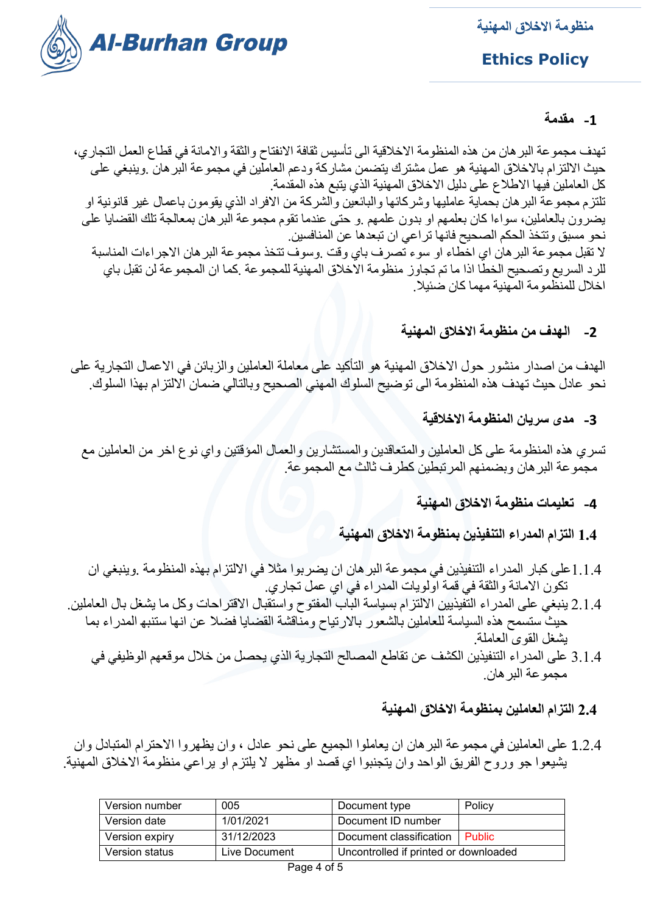## 1- مقدمة

تهدف مجموعة البرهان من هذه المنظومة الاخلاقية الى تأسيس ثقافة الانفتاح والثقة والامانة في قطاع العمل التجاري، حيث الالتزام بالاخلاق المهنية هو عمل مشترك يتضمن مشاركة ودعم العاملين في مجموعة البرهان .وينبغي على كل العاملين فيها الاطلاع على دليل الاخلاق المهنية الذي يتبع هذه المقدمة.
تلتزم مجموعة البرهان بحماية عامليها وشركائها والبائعين والشركة من الافراد الذي يقومون باعمال غير قانونية او يضرون بالعاملين، سواءا كان بعلمهم او بدون علمهم .و حتى عندما تقوم مجموعة البرهان بمعالجة تلك القضايا على نحو مسبق وتتخذ الحكم الصحيح فانها تراعي ان تبعدها عن المنافسين.
لا تقبل مجموعة البرهان اي اخطاء او سوء تصرف باي وقت .وسوف تتخذ مجموعة البرهان الاجراءات المناسبة للرد السريع وتصحيح الخطأ اذا ما تم تجاوز منظومة الاخلاق المهنية للمجموعة .كما ان المجموعة لن تقبل باي اخلال للمنظومة المهنية مهما كان ضئيلا.

## 2- الهدف من منظومة الاخلاق المهنية

الهدف من اصدار منشور حول الاخلاق المهنية هو التأكيد على معاملة العاملين والزبائن في الاعمال التجارية على نحو عادل حيث تهدف هذه المنظومة الى توضيح السلوك المهني الصحيح وبالتالي ضمان الالتزام بهذا السلوك.

## 3- مدى سريان المنظومة الاخلاقية

تسري هذه المنظومة على كل العاملين والمتعاقدين والمستشارين والعمال المؤقتين واي نوع اخر من العاملين مع مجموعة البرهان وبضمنهم المرتبطين كطرف ثالث مع المجموعة.

## 4- تعليمات منظومة الاخلاق المهنية

### 1.4 التزام المدراء التنفيذين بمنظومة الاخلاق المهنية

1.1.4 على كبار المدراء التنفيذين في مجموعة البرهان ان يضربوا مثلا في الالتزام بهذه المنظومة .وينبغي ان تكون الامانة والثقة في قمة اولويات المدراء في اي عمل تجاري.

2.1.4 ينبغي على المدراء التنفيذيين الالتزام بسياسة الباب المفتوح واستقبال الاقتراحات وكل ما يشغل بال العاملين. حيث ستسمح هذه السياسة للعاملين بالشعور بالارتياح ومناقشة القضايا فضلا عن انها ستنبه المدراء بما يشغل القوى العاملة.

3.1.4 على المدراء التنفيذين الكشف عن تقاطع المصالح التجارية الذي يحصل من خلال موقعهم الوظيفي في مجموعة البرهان.

### 2.4 التزام العاملين بمنظومة الاخلاق المهنية

1.2.4 على العاملين في مجموعة البرهان ان يعاملوا الجميع على نحو عادل ، وان يظهروا الاحترام المتبادل وان يشيعوا جو وروح الفريق الواحد وان يتجنبوا اي قصد او مظهر لا يلتزم او يراعي منظومة الاخلاق المهنية.

| Version number | 005 | Document type | Policy |
|---|---|---|---|
| Version date | 1/01/2021 | Document ID number | |
| Version expiry | 31/12/2023 | Document classification | Public |
| Version status | Live Document | Uncontrolled if printed or downloaded | |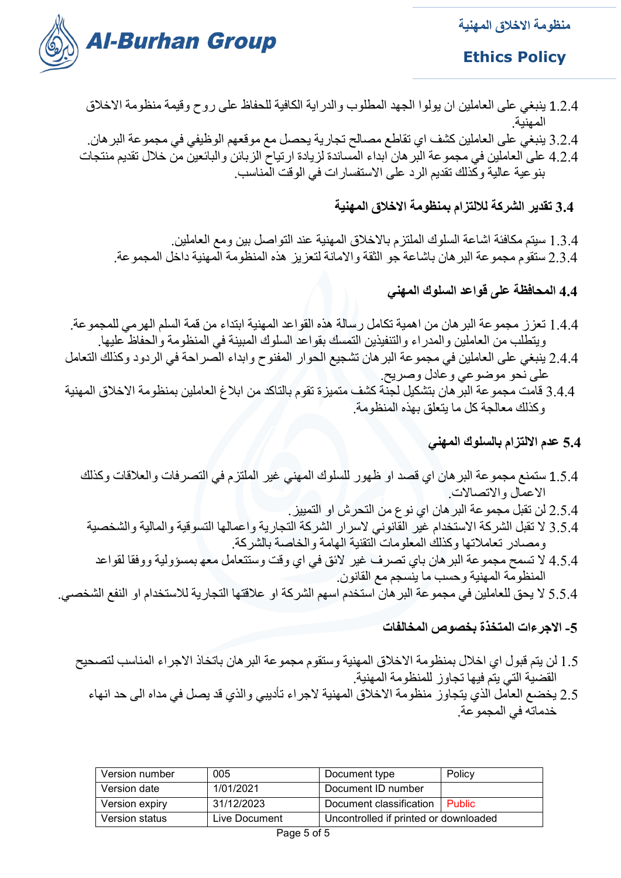1.2.4 ينبغي على العاملين ان يولوا الجهد المطلوب والدراية الكافية للحفاظ على روح وقيمة منظومة الاخلاق المهنية.

3.2.4 ينبغي على العاملين كشف اي تقاطع مصالح تجارية يحصل مع موقعهم الوظيفي في مجموعة البرهان.

4.2.4 على العاملين في مجموعة البرهان ابداء المساندة لزيادة ارتياح الزبائن والبائعين من خلال تقديم منتجات بنوعية عالية وكذلك تقديم الرد على الاستفسارات في الوقت المناسب.

## 3.4 تقدير الشركة للالتزام بمنظومة الاخلاق المهنية

1.3.4 سيتم مكافئة اشاعة السلوك الملتزم بالاخلاق المهنية عند التواصل بين ومع العاملين.

2.3.4 ستقوم مجموعة البرهان باشاعة جو الثقة والامانة لتعزيز هذه المنظومة المهنية داخل المجموعة.

## 4.4 المحافظة على قواعد السلوك المهني

1.4.4 تعزز مجموعة البرهان من اهمية تكامل رسالة هذه القواعد المهنية ابتداء من قمة السلم الهرمي للمجموعة. ويتطلب من العاملين والمدراء والتنفيذين التمسك بقواعد السلوك المبينة في المنظومة والحفاظ عليها.

2.4.4 ينبغي على العاملين في مجموعة البرهان تشجيع الحوار المفتوح وابداء الصراحة في الردود وكذلك التعامل على نحو موضوعي وعادل وصريح.

3.4.4 قامت مجموعة البرهان بتشكيل لجنة كشف متميزة تقوم بالتاكد من ابلاغ العاملين بمنظومة الاخلاق المهنية وكذلك معالجة كل ما يتعلق بهذه المنظومة.

## 5.4 عدم الالتزام بالسلوك المهني

1.5.4 ستمنع مجموعة البرهان اي قصد او ظهور للسلوك المهني غير الملتزم في التصرفات والعلاقات وكذلك الاعمال والاتصالات.

2.5.4 لن تقبل مجموعة البرهان اي نوع من التحرش او التمييز.

3.5.4 لا تقبل الشركة الاستخدام غير القانوني لاسرار الشركة التجارية واعمالها التسوقية والمالية والشخصية ومصادر تعاملاتها وكذلك المعلومات التقنية الهامة والخاصة بالشركة.

4.5.4 لا تسمح مجموعة البرهان باي تصرف غير لائق في اي وقت وستتعامل معه بمسؤولية ووفقا لقواعد المنظومة المهنية وحسب ما ينسجم مع القانون.

5.5.4 لا يحق للعاملين في مجموعة البرهان استخدم اسهم الشركة او علاقتها التجارية للاستخدام او النفع الشخصي.

## 5- الاجرءات المتخذة بخصوص المخالفات

1.5 لن يتم قبول اي اخلال بمنظومة الاخلاق المهنية وستقوم مجموعة البرهان باتخاذ الاجراء المناسب لتصحيح القضية التي يتم فيها تجاوز للمنظومة المهنية.

2.5 يخضع العامل الذي يتجاوز منظومة الاخلاق المهنية لاجراء تأديبي والذي قد يصل في مداه الى حد انهاء خدماته في المجموعة.

| | | | |
|---|---|---|---|
| Version number | 005 | Document type | Policy |
| Version date | 1/01/2021 | Document ID number | |
| Version expiry | 31/12/2023 | Document classification | Public |
| Version status | Live Document | Uncontrolled if printed or downloaded | |